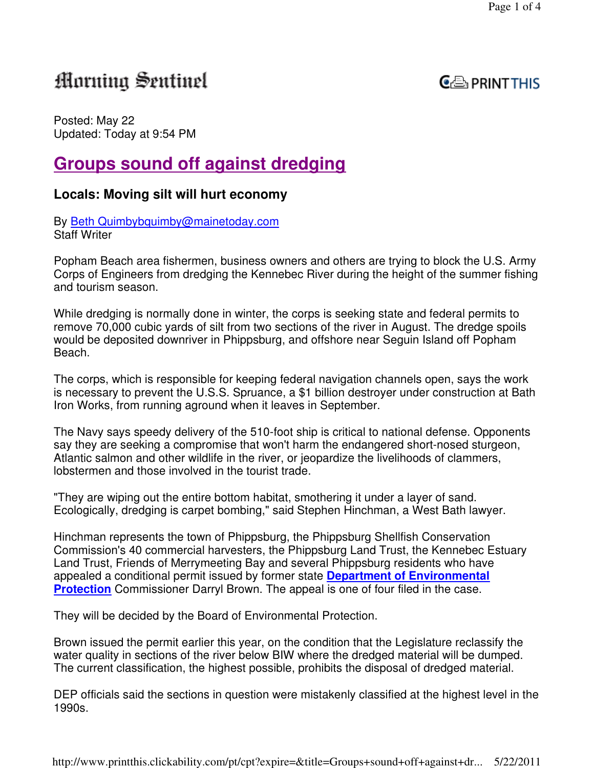Morning Sentinel

Posted: May 22
Updated: Today at 9:54 PM

# Groups sound off against dredging

## Locals: Moving silt will hurt economy

By Beth Quimbybquimby@mainetoday.com
Staff Writer

Popham Beach area fishermen, business owners and others are trying to block the U.S. Army Corps of Engineers from dredging the Kennebec River during the height of the summer fishing and tourism season.

While dredging is normally done in winter, the corps is seeking state and federal permits to remove 70,000 cubic yards of silt from two sections of the river in August. The dredge spoils would be deposited downriver in Phippsburg, and offshore near Seguin Island off Popham Beach.

The corps, which is responsible for keeping federal navigation channels open, says the work is necessary to prevent the U.S.S. Spruance, a $1 billion destroyer under construction at Bath Iron Works, from running aground when it leaves in September.

The Navy says speedy delivery of the 510-foot ship is critical to national defense. Opponents say they are seeking a compromise that won't harm the endangered short-nosed sturgeon, Atlantic salmon and other wildlife in the river, or jeopardize the livelihoods of clammers, lobstermen and those involved in the tourist trade.

"They are wiping out the entire bottom habitat, smothering it under a layer of sand. Ecologically, dredging is carpet bombing," said Stephen Hinchman, a West Bath lawyer.

Hinchman represents the town of Phippsburg, the Phippsburg Shellfish Conservation Commission's 40 commercial harvesters, the Phippsburg Land Trust, the Kennebec Estuary Land Trust, Friends of Merrymeeting Bay and several Phippsburg residents who have appealed a conditional permit issued by former state **Department of Environmental Protection** Commissioner Darryl Brown. The appeal is one of four filed in the case.

They will be decided by the Board of Environmental Protection.

Brown issued the permit earlier this year, on the condition that the Legislature reclassify the water quality in sections of the river below BIW where the dredged material will be dumped. The current classification, the highest possible, prohibits the disposal of dredged material.

DEP officials said the sections in question were mistakenly classified at the highest level in the 1990s.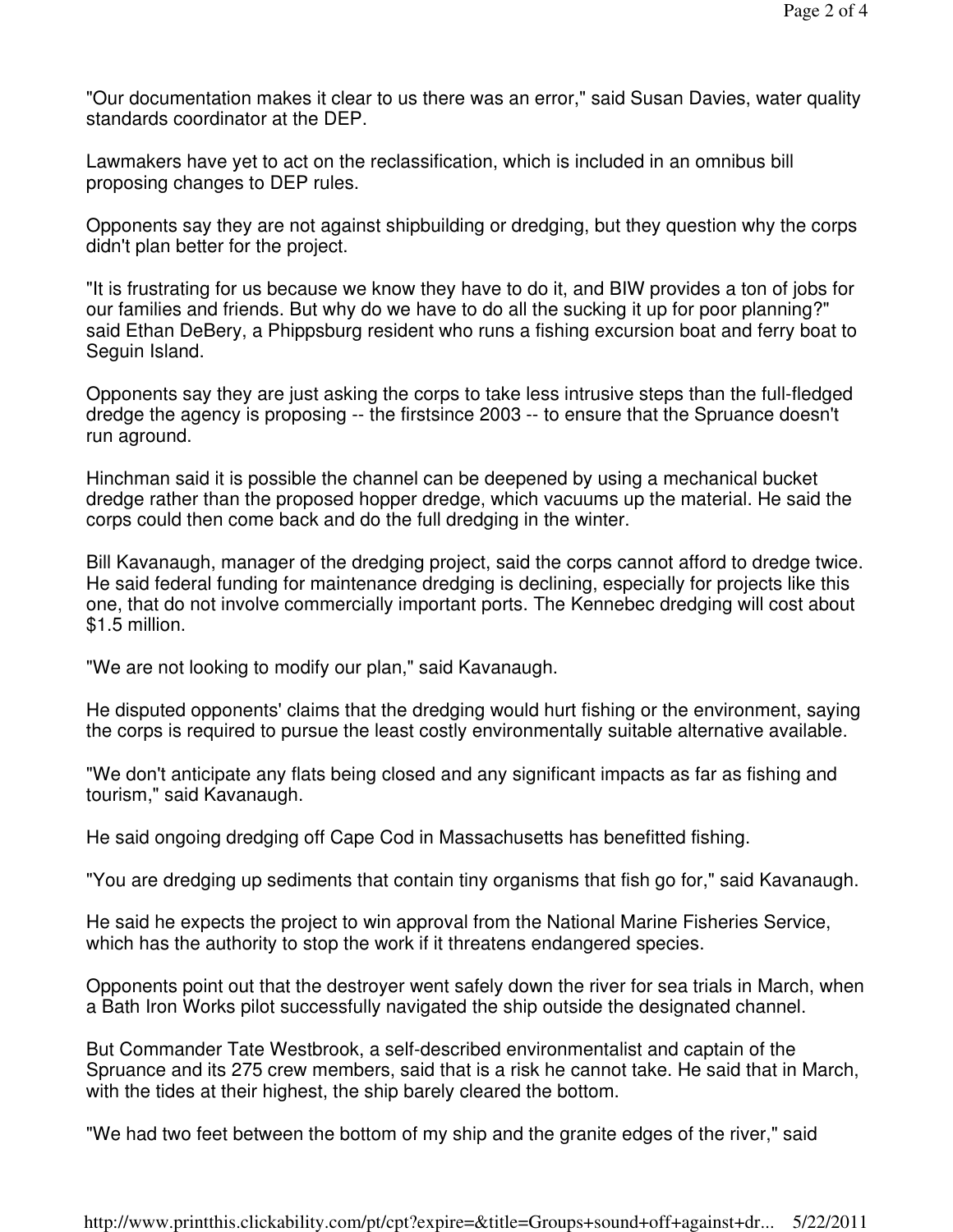"Our documentation makes it clear to us there was an error," said Susan Davies, water quality standards coordinator at the DEP.

Lawmakers have yet to act on the reclassification, which is included in an omnibus bill proposing changes to DEP rules.

Opponents say they are not against shipbuilding or dredging, but they question why the corps didn't plan better for the project.

"It is frustrating for us because we know they have to do it, and BIW provides a ton of jobs for our families and friends. But why do we have to do all the sucking it up for poor planning?" said Ethan DeBery, a Phippsburg resident who runs a fishing excursion boat and ferry boat to Seguin Island.

Opponents say they are just asking the corps to take less intrusive steps than the full-fledged dredge the agency is proposing -- the firstsince 2003 -- to ensure that the Spruance doesn't run aground.

Hinchman said it is possible the channel can be deepened by using a mechanical bucket dredge rather than the proposed hopper dredge, which vacuums up the material. He said the corps could then come back and do the full dredging in the winter.

Bill Kavanaugh, manager of the dredging project, said the corps cannot afford to dredge twice. He said federal funding for maintenance dredging is declining, especially for projects like this one, that do not involve commercially important ports. The Kennebec dredging will cost about $1.5 million.

"We are not looking to modify our plan," said Kavanaugh.

He disputed opponents' claims that the dredging would hurt fishing or the environment, saying the corps is required to pursue the least costly environmentally suitable alternative available.

"We don't anticipate any flats being closed and any significant impacts as far as fishing and tourism," said Kavanaugh.

He said ongoing dredging off Cape Cod in Massachusetts has benefitted fishing.

"You are dredging up sediments that contain tiny organisms that fish go for," said Kavanaugh.

He said he expects the project to win approval from the National Marine Fisheries Service, which has the authority to stop the work if it threatens endangered species.

Opponents point out that the destroyer went safely down the river for sea trials in March, when a Bath Iron Works pilot successfully navigated the ship outside the designated channel.

But Commander Tate Westbrook, a self-described environmentalist and captain of the Spruance and its 275 crew members, said that is a risk he cannot take. He said that in March, with the tides at their highest, the ship barely cleared the bottom.

"We had two feet between the bottom of my ship and the granite edges of the river," said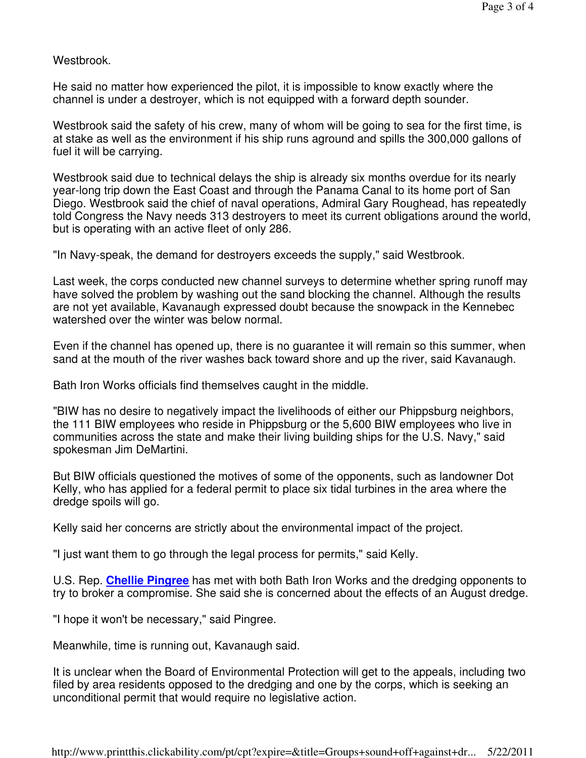Westbrook.

He said no matter how experienced the pilot, it is impossible to know exactly where the channel is under a destroyer, which is not equipped with a forward depth sounder.

Westbrook said the safety of his crew, many of whom will be going to sea for the first time, is at stake as well as the environment if his ship runs aground and spills the 300,000 gallons of fuel it will be carrying.

Westbrook said due to technical delays the ship is already six months overdue for its nearly year-long trip down the East Coast and through the Panama Canal to its home port of San Diego. Westbrook said the chief of naval operations, Admiral Gary Roughead, has repeatedly told Congress the Navy needs 313 destroyers to meet its current obligations around the world, but is operating with an active fleet of only 286.

"In Navy-speak, the demand for destroyers exceeds the supply," said Westbrook.

Last week, the corps conducted new channel surveys to determine whether spring runoff may have solved the problem by washing out the sand blocking the channel. Although the results are not yet available, Kavanaugh expressed doubt because the snowpack in the Kennebec watershed over the winter was below normal.

Even if the channel has opened up, there is no guarantee it will remain so this summer, when sand at the mouth of the river washes back toward shore and up the river, said Kavanaugh.

Bath Iron Works officials find themselves caught in the middle.

"BIW has no desire to negatively impact the livelihoods of either our Phippsburg neighbors, the 111 BIW employees who reside in Phippsburg or the 5,600 BIW employees who live in communities across the state and make their living building ships for the U.S. Navy," said spokesman Jim DeMartini.

But BIW officials questioned the motives of some of the opponents, such as landowner Dot Kelly, who has applied for a federal permit to place six tidal turbines in the area where the dredge spoils will go.

Kelly said her concerns are strictly about the environmental impact of the project.

"I just want them to go through the legal process for permits," said Kelly.

U.S. Rep. **Chellie Pingree** has met with both Bath Iron Works and the dredging opponents to try to broker a compromise. She said she is concerned about the effects of an August dredge.

"I hope it won't be necessary," said Pingree.

Meanwhile, time is running out, Kavanaugh said.

It is unclear when the Board of Environmental Protection will get to the appeals, including two filed by area residents opposed to the dredging and one by the corps, which is seeking an unconditional permit that would require no legislative action.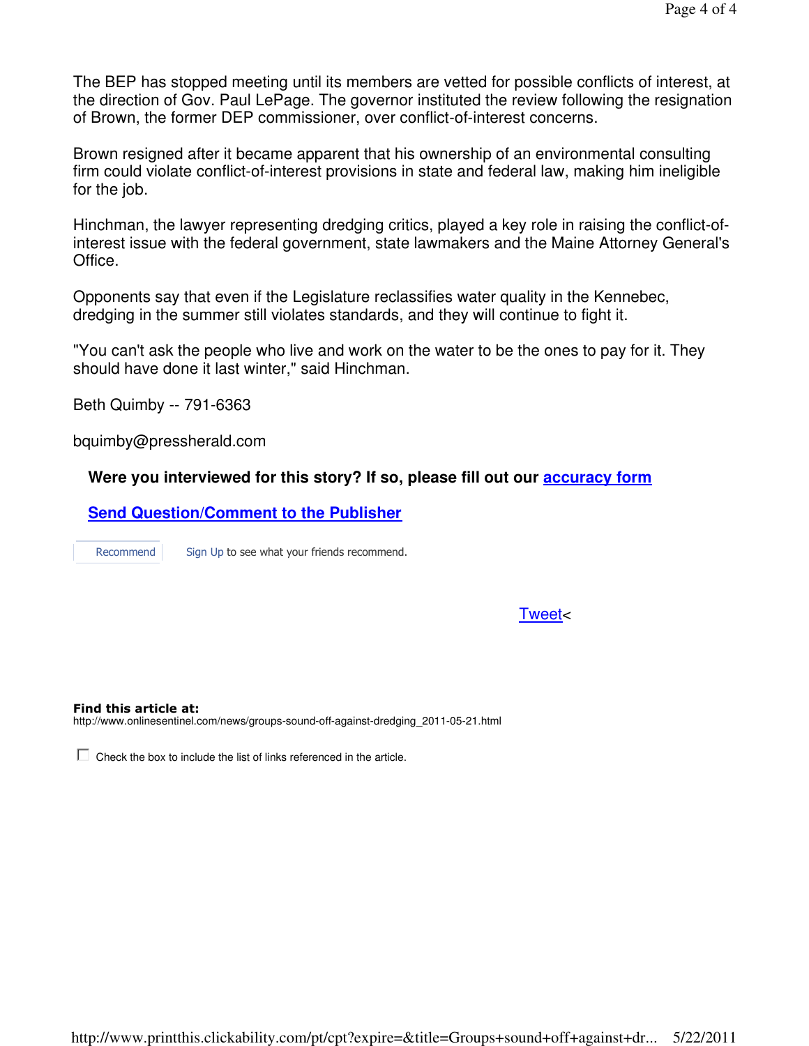The BEP has stopped meeting until its members are vetted for possible conflicts of interest, at the direction of Gov. Paul LePage. The governor instituted the review following the resignation of Brown, the former DEP commissioner, over conflict-of-interest concerns.

Brown resigned after it became apparent that his ownership of an environmental consulting firm could violate conflict-of-interest provisions in state and federal law, making him ineligible for the job.

Hinchman, the lawyer representing dredging critics, played a key role in raising the conflict-of-interest issue with the federal government, state lawmakers and the Maine Attorney General's Office.

Opponents say that even if the Legislature reclassifies water quality in the Kennebec, dredging in the summer still violates standards, and they will continue to fight it.

"You can't ask the people who live and work on the water to be the ones to pay for it. They should have done it last winter," said Hinchman.

Beth Quimby -- 791-6363

bquimby@pressherald.com

**Were you interviewed for this story? If so, please fill out our accuracy form**

**Send Question/Comment to the Publisher**

Recommend Sign Up to see what your friends recommend.

Tweet<

**Find this article at:**
http://www.onlinesentinel.com/news/groups-sound-off-against-dredging_2011-05-21.html

☐ Check the box to include the list of links referenced in the article.